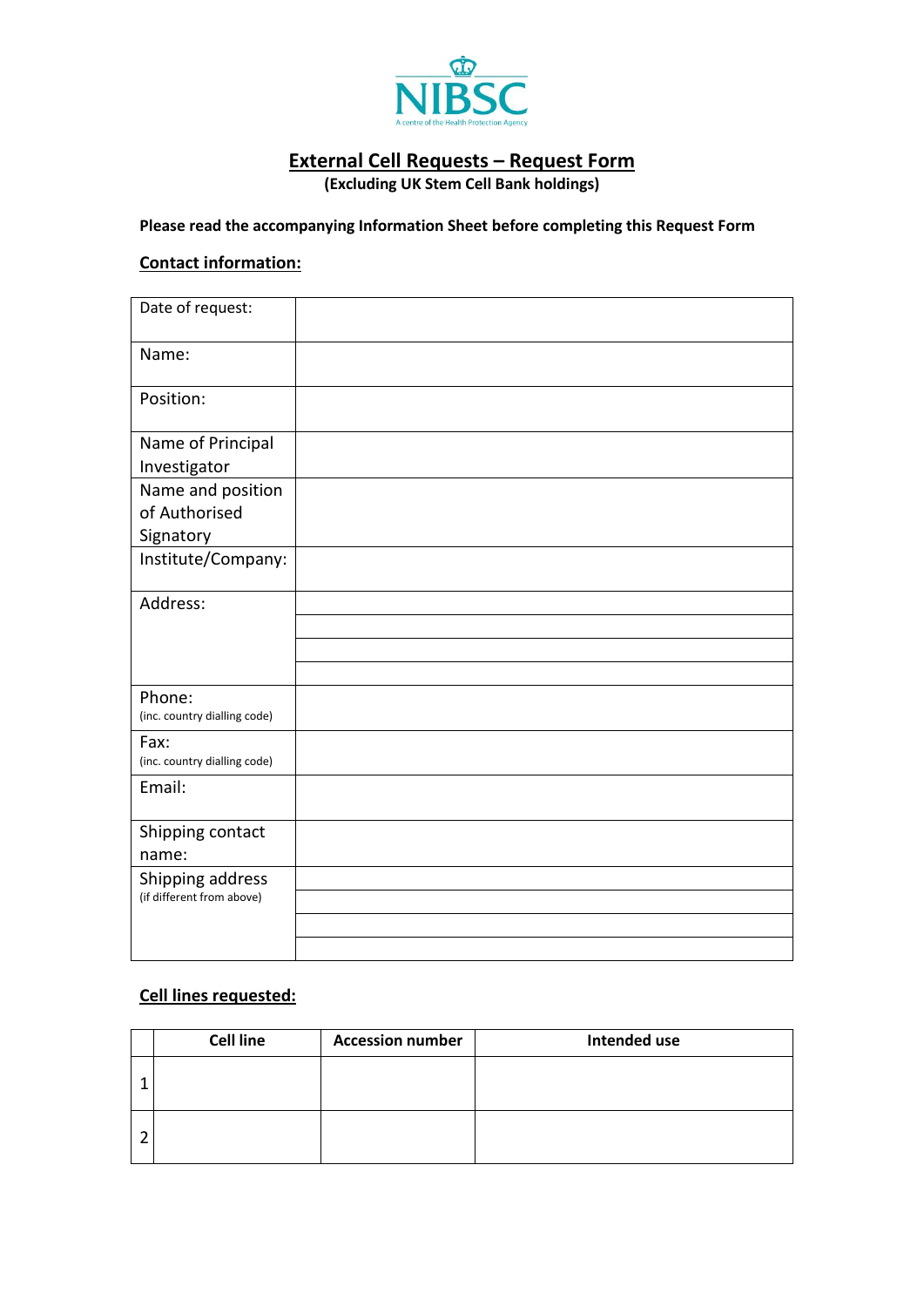NIBSC

A centre of the Health Protection Agency

# External Cell Requests – Request Form

**(Excluding UK Stem Cell Bank holdings)**

**Please read the accompanying Information Sheet before completing this Request Form**

## Contact information:

| | |
|---|---|
| Date of request: | |
| Name: | |
| Position: | |
| Name of Principal Investigator | |
| Name and position of Authorised Signatory | |
| Institute/Company: | |
| Address: | |
| | |
| | |
| | |
| Phone: (inc. country dialling code) | |
| Fax: (inc. country dialling code) | |
| Email: | |
| Shipping contact name: | |
| Shipping address (if different from above) | |
| | |
| | |
| | |

## Cell lines requested:

| | Cell line | Accession number | Intended use |
|---|---|---|---|
| 1 | | | |
| 2 | | | |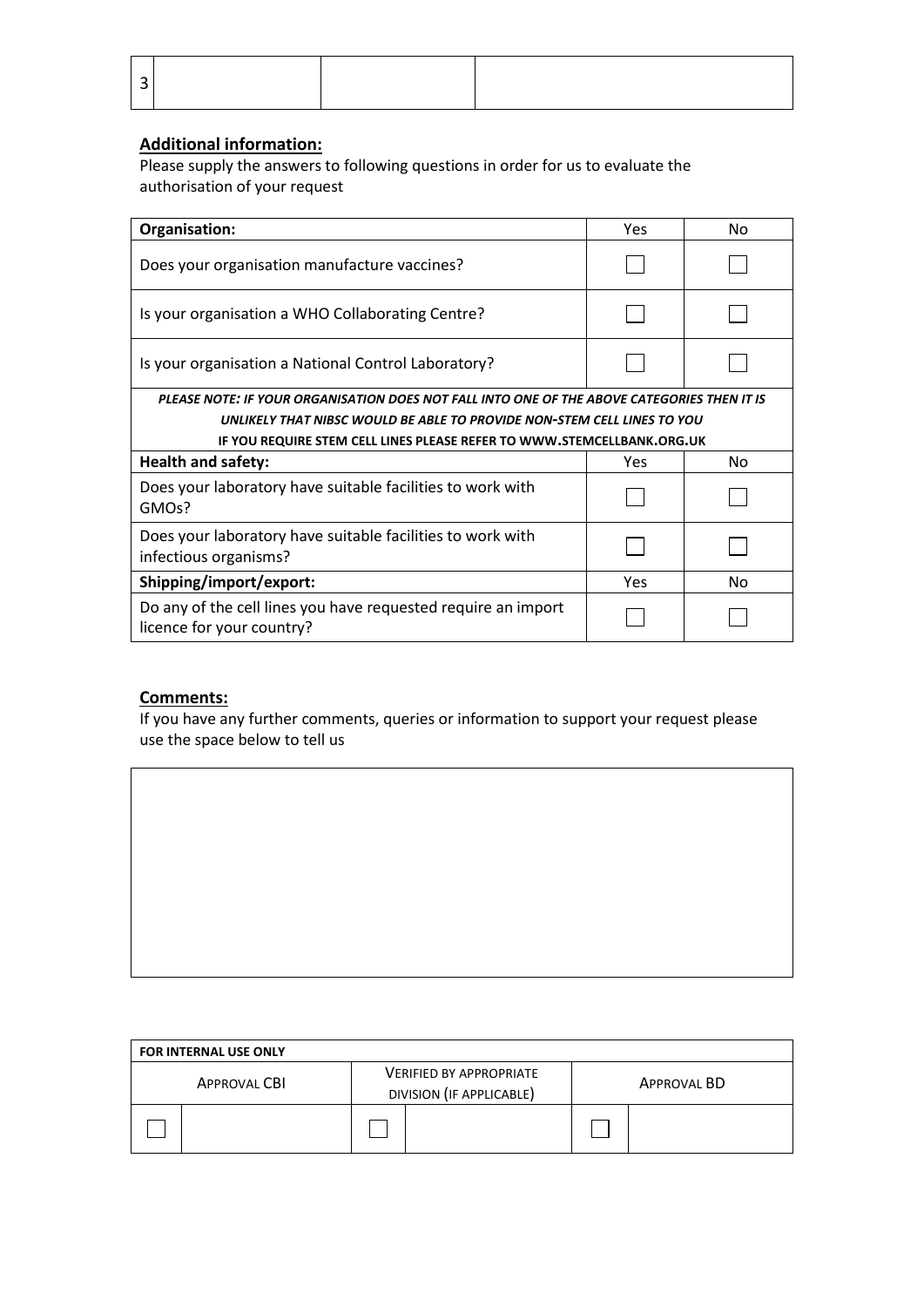| | | | |
|---|---|---|---|
| 3 | | | |

**Additional information:**

Please supply the answers to following questions in order for us to evaluate the authorisation of your request

| Organisation: | Yes | No |
|---|---|---|
| Does your organisation manufacture vaccines? | ☐ | ☐ |
| Is your organisation a WHO Collaborating Centre? | ☐ | ☐ |
| Is your organisation a National Control Laboratory? | ☐ | ☐ |
| ***PLEASE NOTE: IF YOUR ORGANISATION DOES NOT FALL INTO ONE OF THE ABOVE CATEGORIES THEN IT IS UNLIKELY THAT NIBSC WOULD BE ABLE TO PROVIDE NON-STEM CELL LINES TO YOU*** **IF YOU REQUIRE STEM CELL LINES PLEASE REFER TO WWW.STEMCELLBANK.ORG.UK** | | |
| **Health and safety:** | Yes | No |
| Does your laboratory have suitable facilities to work with GMOs? | ☐ | ☐ |
| Does your laboratory have suitable facilities to work with infectious organisms? | ☐ | ☐ |
| **Shipping/import/export:** | Yes | No |
| Do any of the cell lines you have requested require an import licence for your country? | ☐ | ☐ |

**Comments:**

If you have any further comments, queries or information to support your request please use the space below to tell us

| |
|---|
| |

| FOR INTERNAL USE ONLY | | | | | |
|---|---|---|---|---|---|
| APPROVAL CBI | | VERIFIED BY APPROPRIATE DIVISION (IF APPLICABLE) | | APPROVAL BD | |
| ☐ | | ☐ | | ☐ | |